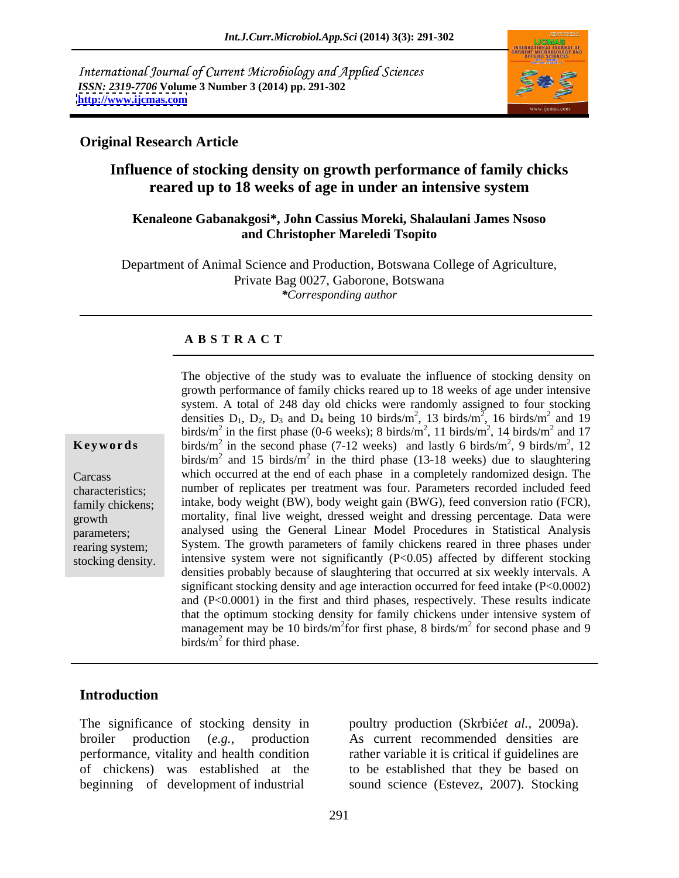International Journal of Current Microbiology and Applied Sciences
*ISSN: 2319-7706* **Volume 3 Number 3 (2014) pp. 291-302**
**http://www.ijcmas.com**

## Original Research Article

# Influence of stocking density on growth performance of family chicks reared up to 18 weeks of age in under an intensive system

**Kenaleone Gabanakgosi\*, John Cassius Moreki, Shalaulani James Nsoso and Christopher Mareledi Tsopito**

Department of Animal Science and Production, Botswana College of Agriculture, Private Bag 0027, Gaborone, Botswana

*\*Corresponding author*

### A B S T R A C T

**Keywords**

Carcass characteristics; family chickens; growth parameters; rearing system; stocking density.

The objective of the study was to evaluate the influence of stocking density on growth performance of family chicks reared up to 18 weeks of age under intensive system. A total of 248 day old chicks were randomly assigned to four stocking densities $D_1$, $D_2$, $D_3$ and $D_4$ being 10 birds/m$^2$, 13 birds/m$^2$, 16 birds/m$^2$ and 19 birds/m$^2$ in the first phase (0-6 weeks); 8 birds/m$^2$, 11 birds/m$^2$, 14 birds/m$^2$ and 17 birds/m$^2$ in the second phase (7-12 weeks) and lastly 6 birds/m$^2$, 9 birds/m$^2$, 12 birds/m$^2$ and 15 birds/m$^2$ in the third phase (13-18 weeks) due to slaughtering which occurred at the end of each phase in a completely randomized design. The number of replicates per treatment was four. Parameters recorded included feed intake, body weight (BW), body weight gain (BWG), feed conversion ratio (FCR), mortality, final live weight, dressed weight and dressing percentage. Data were analysed using the General Linear Model Procedures in Statistical Analysis System. The growth parameters of family chickens reared in three phases under intensive system were not significantly ($P<0.05$) affected by different stocking densities probably because of slaughtering that occurred at six weekly intervals. A significant stocking density and age interaction occurred for feed intake ($P<0.0002$) and ($P<0.0001$) in the first and third phases, respectively. These results indicate that the optimum stocking density for family chickens under intensive system of management may be 10 birds/m$^2$for first phase, 8 birds/m$^2$ for second phase and 9 birds/m$^2$ for third phase.

## Introduction

The significance of stocking density in broiler production (*e.g.*, production performance, vitality and health condition of chickens) was established at the beginning of development of industrial poultry production (Skrbić*et al.*, 2009a). As current recommended densities are rather variable it is critical if guidelines are to be established that they be based on sound science (Estevez, 2007). Stocking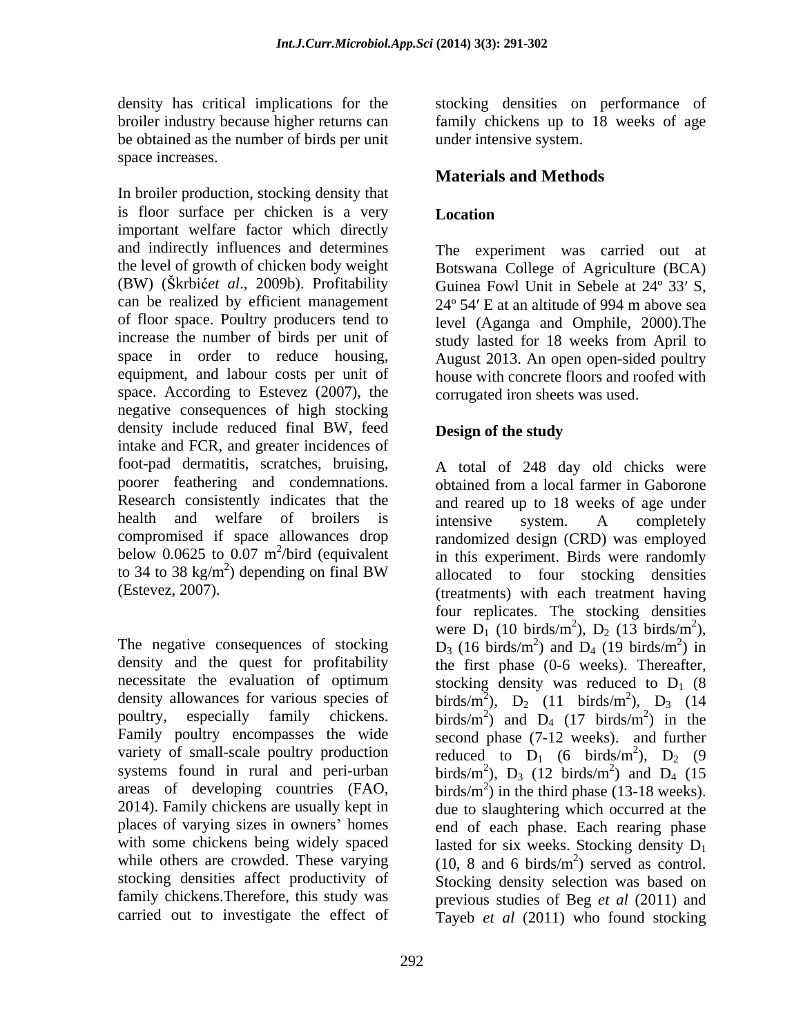density has critical implications for the broiler industry because higher returns can be obtained as the number of birds per unit space increases.

In broiler production, stocking density that is floor surface per chicken is a very important welfare factor which directly and indirectly influences and determines the level of growth of chicken body weight (BW) (Škrbić*et al*., 2009b). Profitability can be realized by efficient management of floor space. Poultry producers tend to increase the number of birds per unit of space in order to reduce housing, equipment, and labour costs per unit of space. According to Estevez (2007), the negative consequences of high stocking density include reduced final BW, feed intake and FCR, and greater incidences of foot-pad dermatitis, scratches, bruising, poorer feathering and condemnations. Research consistently indicates that the health and welfare of broilers is compromised if space allowances drop below 0.0625 to 0.07 $m^2$/bird (equivalent to 34 to 38 kg/$m^2$) depending on final BW (Estevez, 2007).

The negative consequences of stocking density and the quest for profitability necessitate the evaluation of optimum density allowances for various species of poultry, especially family chickens. Family poultry encompasses the wide variety of small-scale poultry production systems found in rural and peri-urban areas of developing countries (FAO, 2014). Family chickens are usually kept in places of varying sizes in owners' homes with some chickens being widely spaced while others are crowded. These varying stocking densities affect productivity of family chickens.Therefore, this study was carried out to investigate the effect of stocking densities on performance of family chickens up to 18 weeks of age under intensive system.

## Materials and Methods

### Location

The experiment was carried out at Botswana College of Agriculture (BCA) Guinea Fowl Unit in Sebele at 24º 33′ S, 24º 54′ E at an altitude of 994 m above sea level (Aganga and Omphile, 2000).The study lasted for 18 weeks from April to August 2013. An open open-sided poultry house with concrete floors and roofed with corrugated iron sheets was used.

### Design of the study

A total of 248 day old chicks were obtained from a local farmer in Gaborone and reared up to 18 weeks of age under intensive system. A completely randomized design (CRD) was employed in this experiment. Birds were randomly allocated to four stocking densities (treatments) with each treatment having four replicates. The stocking densities were $D_1$ (10 birds/$m^2$), $D_2$ (13 birds/$m^2$), $D_3$ (16 birds/$m^2$) and $D_4$ (19 birds/$m^2$) in the first phase (0-6 weeks). Thereafter, stocking density was reduced to $D_1$ (8 birds/$m^2$), $D_2$ (11 birds/$m^2$), $D_3$ (14 birds/$m^2$) and $D_4$ (17 birds/$m^2$) in the second phase (7-12 weeks). and further reduced to $D_1$ (6 birds/$m^2$), $D_2$ (9 birds/$m^2$), $D_3$ (12 birds/$m^2$) and $D_4$ (15 birds/$m^2$) in the third phase (13-18 weeks). due to slaughtering which occurred at the end of each phase. Each rearing phase lasted for six weeks. Stocking density $D_1$ (10, 8 and 6 birds/$m^2$) served as control. Stocking density selection was based on previous studies of Beg *et al* (2011) and Tayeb *et al* (2011) who found stocking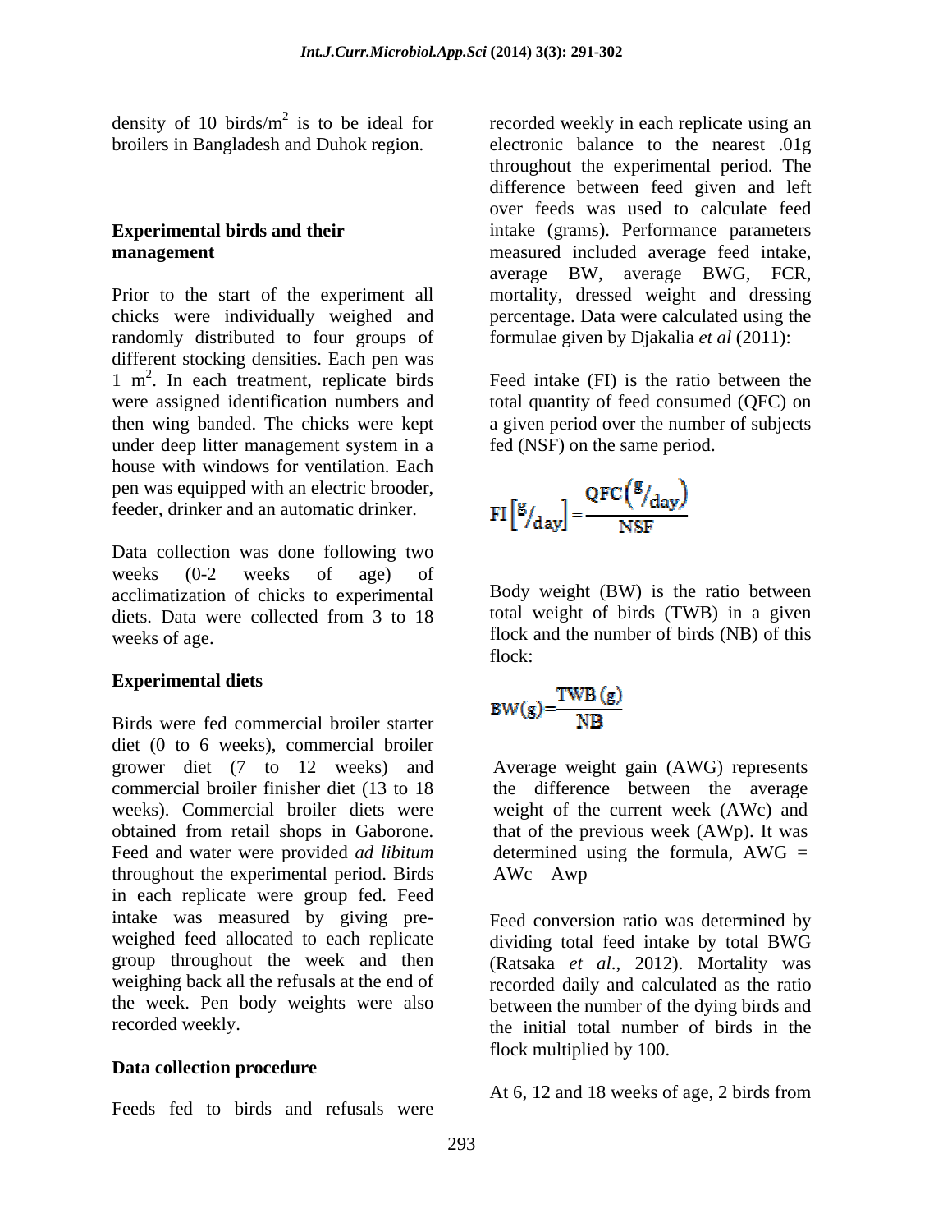density of 10 birds/$m^2$ is to be ideal for broilers in Bangladesh and Duhok region.

## Experimental birds and their management

Prior to the start of the experiment all chicks were individually weighed and randomly distributed to four groups of different stocking densities. Each pen was 1 $m^2$. In each treatment, replicate birds were assigned identification numbers and then wing banded. The chicks were kept under deep litter management system in a house with windows for ventilation. Each pen was equipped with an electric brooder, feeder, drinker and an automatic drinker.

Data collection was done following two weeks (0-2 weeks of age) of acclimatization of chicks to experimental diets. Data were collected from 3 to 18 weeks of age.

## Experimental diets

Birds were fed commercial broiler starter diet (0 to 6 weeks), commercial broiler grower diet (7 to 12 weeks) and commercial broiler finisher diet (13 to 18 weeks). Commercial broiler diets were obtained from retail shops in Gaborone. Feed and water were provided *ad libitum* throughout the experimental period. Birds in each replicate were group fed. Feed intake was measured by giving pre-weighed feed allocated to each replicate group throughout the week and then weighing back all the refusals at the end of the week. Pen body weights were also recorded weekly.

## Data collection procedure

Feeds fed to birds and refusals were recorded weekly in each replicate using an electronic balance to the nearest .01g throughout the experimental period. The difference between feed given and left over feeds was used to calculate feed intake (grams). Performance parameters measured included average feed intake, average BW, average BWG, FCR, mortality, dressed weight and dressing percentage. Data were calculated using the formulae given by Djakalia *et al* (2011):

Feed intake (FI) is the ratio between the total quantity of feed consumed (QFC) on a given period over the number of subjects fed (NSF) on the same period.

$$FI\left[{}^{g}/_{day}\right] = \frac{QFC\left({}^{g}/_{day}\right)}{NSF}$$

Body weight (BW) is the ratio between total weight of birds (TWB) in a given flock and the number of birds (NB) of this flock:

$$BW(g) = \frac{TWB\,(g)}{NB}$$

Average weight gain (AWG) represents the difference between the average weight of the current week (AWc) and that of the previous week (AWp). It was determined using the formula, AWG = AWc – Awp

Feed conversion ratio was determined by dividing total feed intake by total BWG (Ratsaka *et al.*, 2012). Mortality was recorded daily and calculated as the ratio between the number of the dying birds and the initial total number of birds in the flock multiplied by 100.

At 6, 12 and 18 weeks of age, 2 birds from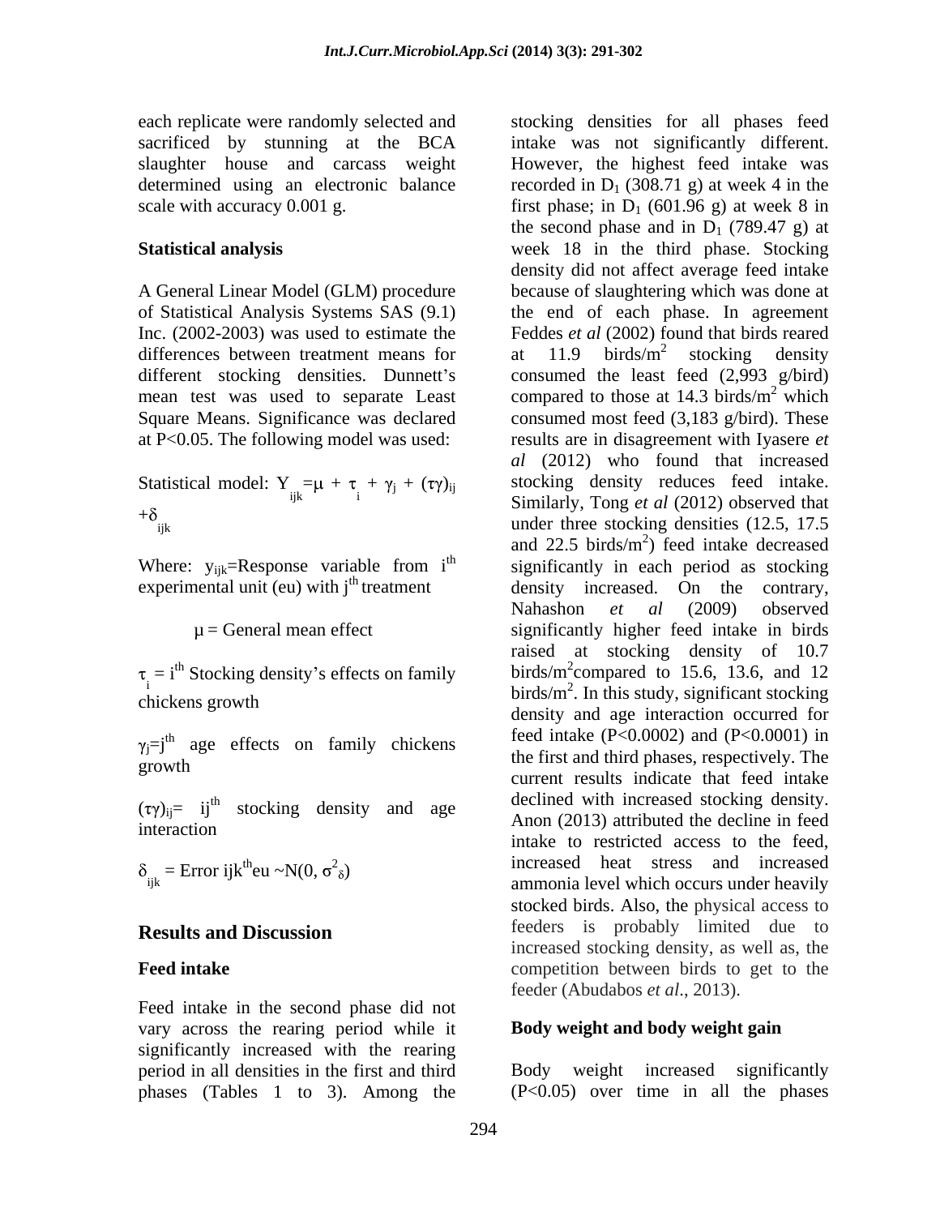each replicate were randomly selected and sacrificed by stunning at the BCA slaughter house and carcass weight determined using an electronic balance scale with accuracy 0.001 g.

**Statistical analysis**

A General Linear Model (GLM) procedure of Statistical Analysis Systems SAS (9.1) Inc. (2002-2003) was used to estimate the differences between treatment means for different stocking densities. Dunnett's mean test was used to separate Least Square Means. Significance was declared at P<0.05. The following model was used:

Statistical model: $Y_{ijk} = \mu + \tau_i + \gamma_j + (\tau\gamma)_{ij} + \delta_{ijk}$

Where: $y_{ijk}$=Response variable from $i^{th}$ experimental unit (eu) with $j^{th}$ treatment

$\mu$ = General mean effect

$\tau_i$ = $i^{th}$ Stocking density's effects on family chickens growth

$\gamma_j$=$j^{th}$ age effects on family chickens growth

$(\tau\gamma)_{ij}$= $ij^{th}$ stocking density and age interaction

$\delta_{ijk}$ = Error $ijk^{th}$eu ~N(0, $\sigma^2_\delta$)

## Results and Discussion

**Feed intake**

Feed intake in the second phase did not vary across the rearing period while it significantly increased with the rearing period in all densities in the first and third phases (Tables 1 to 3). Among the stocking densities for all phases feed intake was not significantly different. However, the highest feed intake was recorded in $D_1$ (308.71 g) at week 4 in the first phase; in $D_1$ (601.96 g) at week 8 in the second phase and in $D_1$ (789.47 g) at week 18 in the third phase. Stocking density did not affect average feed intake because of slaughtering which was done at the end of each phase. In agreement Feddes *et al* (2002) found that birds reared at 11.9 birds/$m^2$ stocking density consumed the least feed (2,993 g/bird) compared to those at 14.3 birds/$m^2$ which consumed most feed (3,183 g/bird). These results are in disagreement with Iyasere *et al* (2012) who found that increased stocking density reduces feed intake. Similarly, Tong *et al* (2012) observed that under three stocking densities (12.5, 17.5 and 22.5 birds/$m^2$) feed intake decreased significantly in each period as stocking density increased. On the contrary, Nahashon *et al* (2009) observed significantly higher feed intake in birds raised at stocking density of 10.7 birds/$m^2$compared to 15.6, 13.6, and 12 birds/$m^2$. In this study, significant stocking density and age interaction occurred for feed intake (P<0.0002) and (P<0.0001) in the first and third phases, respectively. The current results indicate that feed intake declined with increased stocking density. Anon (2013) attributed the decline in feed intake to restricted access to the feed, increased heat stress and increased ammonia level which occurs under heavily stocked birds. Also, the physical access to feeders is probably limited due to increased stocking density, as well as, the competition between birds to get to the feeder (Abudabos *et al*., 2013).

**Body weight and body weight gain**

Body weight increased significantly (P<0.05) over time in all the phases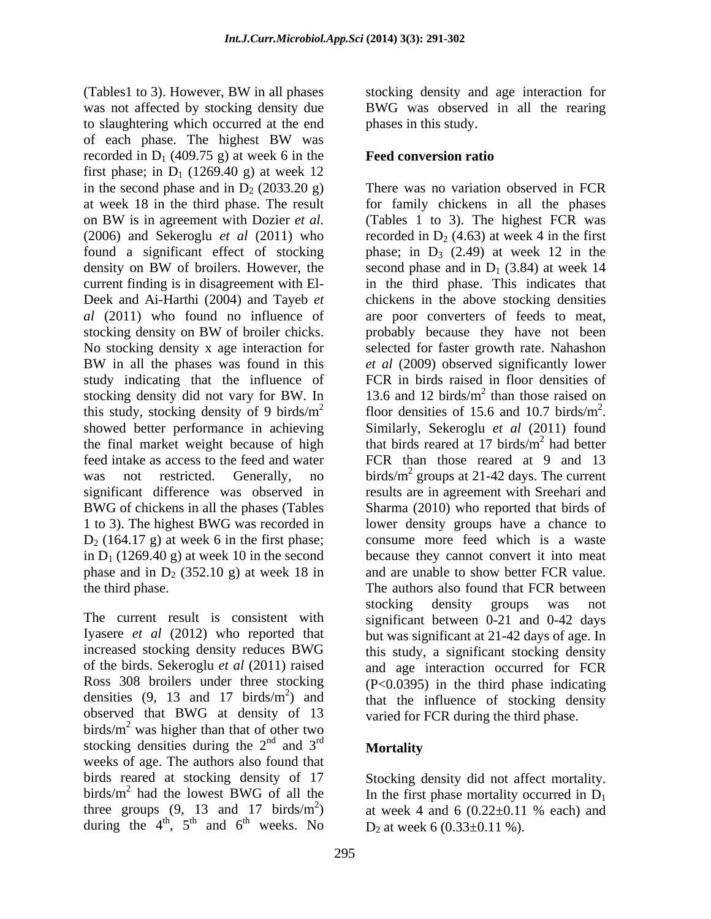(Tables1 to 3). However, BW in all phases was not affected by stocking density due to slaughtering which occurred at the end of each phase. The highest BW was recorded in $D_1$ (409.75 g) at week 6 in the first phase; in $D_1$ (1269.40 g) at week 12 in the second phase and in $D_2$ (2033.20 g) at week 18 in the third phase. The result on BW is in agreement with Dozier *et al.* (2006) and Sekeroglu *et al* (2011) who found a significant effect of stocking density on BW of broilers. However, the current finding is in disagreement with El-Deek and Ai-Harthi (2004) and Tayeb *et al* (2011) who found no influence of stocking density on BW of broiler chicks. No stocking density x age interaction for BW in all the phases was found in this study indicating that the influence of stocking density did not vary for BW. In this study, stocking density of 9 birds/$m^2$ showed better performance in achieving the final market weight because of high feed intake as access to the feed and water was not restricted. Generally, no significant difference was observed in BWG of chickens in all the phases (Tables 1 to 3). The highest BWG was recorded in $D_2$ (164.17 g) at week 6 in the first phase; in $D_1$ (1269.40 g) at week 10 in the second phase and in $D_2$ (352.10 g) at week 18 in the third phase.

The current result is consistent with Iyasere *et al* (2012) who reported that increased stocking density reduces BWG of the birds. Sekeroglu *et al* (2011) raised Ross 308 broilers under three stocking densities (9, 13 and 17 birds/$m^2$) and observed that BWG at density of 13 birds/$m^2$ was higher than that of other two stocking densities during the 2nd and 3rd weeks of age. The authors also found that birds reared at stocking density of 17 birds/$m^2$ had the lowest BWG of all the three groups (9, 13 and 17 birds/$m^2$) during the 4th, 5th and 6th weeks. No stocking density and age interaction for BWG was observed in all the rearing phases in this study.

## Feed conversion ratio

There was no variation observed in FCR for family chickens in all the phases (Tables 1 to 3). The highest FCR was recorded in $D_2$ (4.63) at week 4 in the first phase; in $D_3$ (2.49) at week 12 in the second phase and in $D_1$ (3.84) at week 14 in the third phase. This indicates that chickens in the above stocking densities are poor converters of feeds to meat, probably because they have not been selected for faster growth rate. Nahashon *et al* (2009) observed significantly lower FCR in birds raised in floor densities of 13.6 and 12 birds/$m^2$ than those raised on floor densities of 15.6 and 10.7 birds/$m^2$. Similarly, Sekeroglu *et al* (2011) found that birds reared at 17 birds/$m^2$ had better FCR than those reared at 9 and 13 birds/$m^2$ groups at 21-42 days. The current results are in agreement with Sreehari and Sharma (2010) who reported that birds of lower density groups have a chance to consume more feed which is a waste because they cannot convert it into meat and are unable to show better FCR value. The authors also found that FCR between stocking density groups was not significant between 0-21 and 0-42 days but was significant at 21-42 days of age. In this study, a significant stocking density and age interaction occurred for FCR ($P<0.0395$) in the third phase indicating that the influence of stocking density varied for FCR during the third phase.

## Mortality

Stocking density did not affect mortality. In the first phase mortality occurred in $D_1$ at week 4 and 6 (0.22±0.11 % each) and $D_2$ at week 6 (0.33±0.11 %).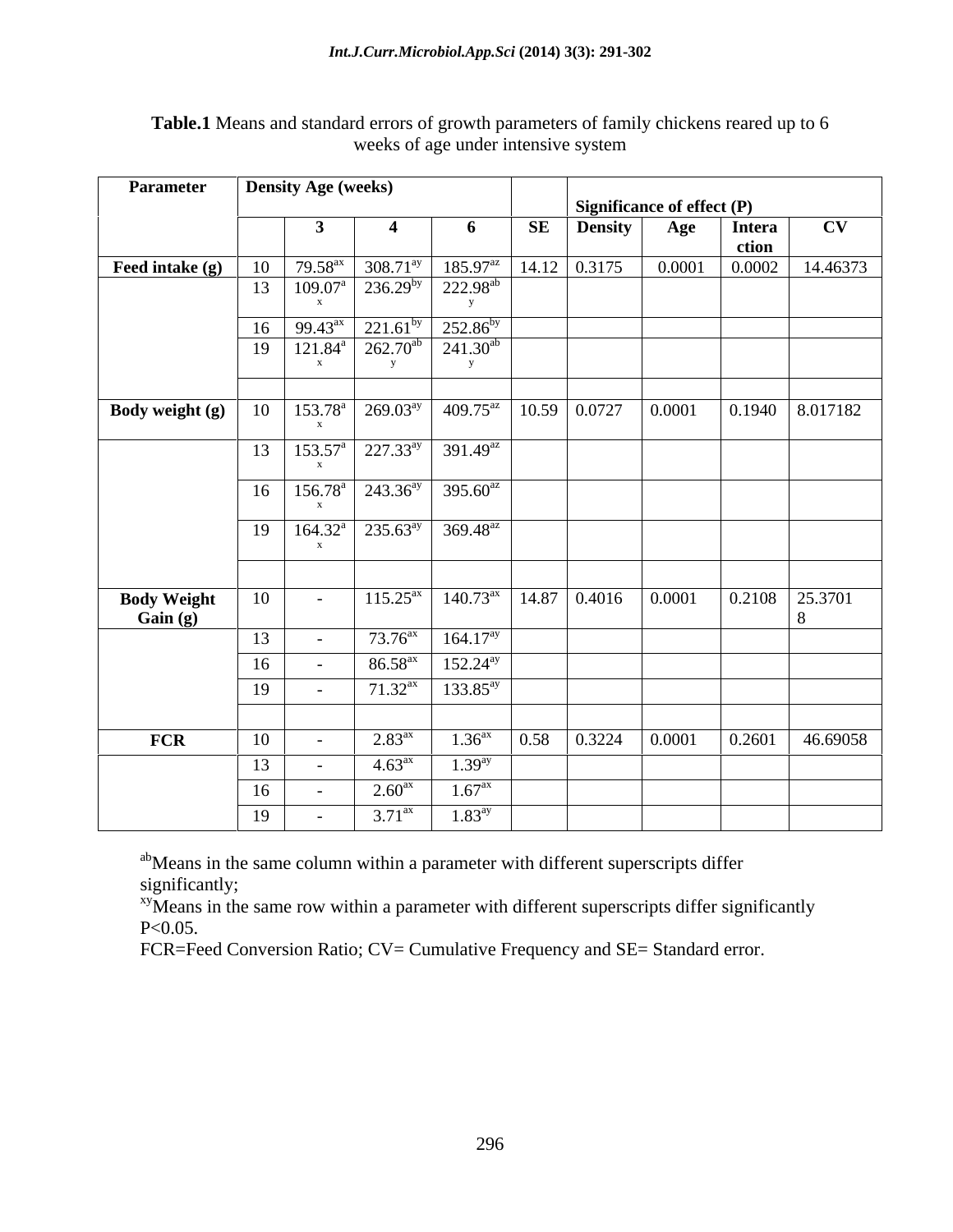**Table.1** Means and standard errors of growth parameters of family chickens reared up to 6 weeks of age under intensive system

| Parameter | Density | Age (weeks) | | | | Significance of effect (P) | | | |
|---|---|---|---|---|---|---|---|---|---|
| | | 3 | 4 | 6 | SE | Density | Age | Interaction | CV |
| Feed intake (g) | 10 | $79.58^{ax}$ | $308.71^{ay}$ | $185.97^{az}$ | 14.12 | 0.3175 | 0.0001 | 0.0002 | 14.46373 |
| | 13 | $109.07^{ax}$ | $236.29^{by}$ | $222.98^{aby}$ | | | | | |
| | 16 | $99.43^{ax}$ | $221.61^{by}$ | $252.86^{by}$ | | | | | |
| | 19 | $121.84^{ax}$ | $262.70^{aby}$ | $241.30^{aby}$ | | | | | |
| Body weight (g) | 10 | $153.78^{ax}$ | $269.03^{ay}$ | $409.75^{az}$ | 10.59 | 0.0727 | 0.0001 | 0.1940 | 8.017182 |
| | 13 | $153.57^{ax}$ | $227.33^{ay}$ | $391.49^{az}$ | | | | | |
| | 16 | $156.78^{ax}$ | $243.36^{ay}$ | $395.60^{az}$ | | | | | |
| | 19 | $164.32^{ax}$ | $235.63^{ay}$ | $369.48^{az}$ | | | | | |
| Body Weight Gain (g) | 10 | - | $115.25^{ax}$ | $140.73^{ax}$ | 14.87 | 0.4016 | 0.0001 | 0.2108 | 25.37018 |
| | 13 | - | $73.76^{ax}$ | $164.17^{ay}$ | | | | | |
| | 16 | - | $86.58^{ax}$ | $152.24^{ay}$ | | | | | |
| | 19 | - | $71.32^{ax}$ | $133.85^{ay}$ | | | | | |
| FCR | 10 | - | $2.83^{ax}$ | $1.36^{ax}$ | 0.58 | 0.3224 | 0.0001 | 0.2601 | 46.69058 |
| | 13 | - | $4.63^{ax}$ | $1.39^{ay}$ | | | | | |
| | 16 | - | $2.60^{ax}$ | $1.67^{ax}$ | | | | | |
| | 19 | - | $3.71^{ax}$ | $1.83^{ay}$ | | | | | |

$^{ab}$Means in the same column within a parameter with different superscripts differ significantly;
$^{xy}$Means in the same row within a parameter with different superscripts differ significantly $P<0.05$.
FCR=Feed Conversion Ratio; CV= Cumulative Frequency and SE= Standard error.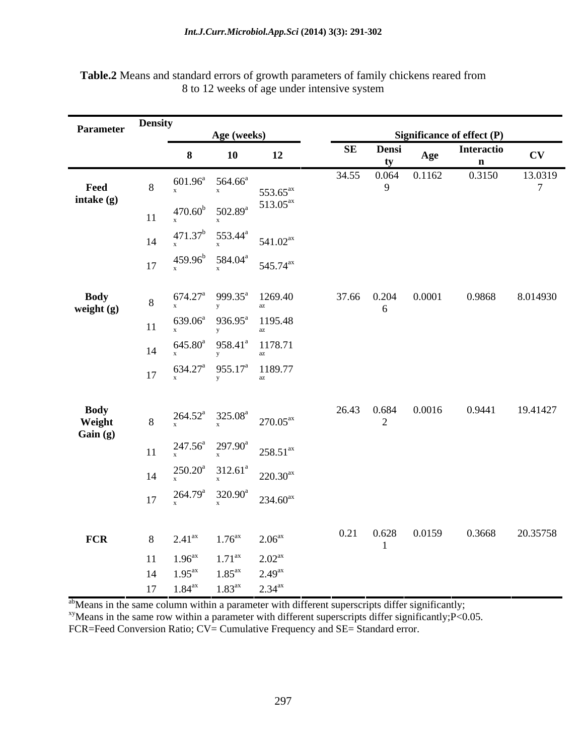**Table.2** Means and standard errors of growth parameters of family chickens reared from 8 to 12 weeks of age under intensive system

| Parameter | Density | Age (weeks) | | | Significance of effect (P) | | | | |
|---|---|---|---|---|---|---|---|---|---|
| | | 8 | 10 | 12 | SE | Density | Age | Interaction | CV |
| Feed intake (g) | 8 | 601.96[ax] | 564.66[ax] | 553.65[ax] | 34.55 | 0.0649 | 0.1162 | 0.3150 | 13.03197 |
| | 11 | 470.60[bx] | 502.89[ax] | 513.05[ax] | | | | | |
| | 14 | 471.37[bx] | 553.44[ax] | 541.02[ax] | | | | | |
| | 17 | 459.96[bx] | 584.04[ax] | 545.74[ax] | | | | | |
| Body weight (g) | 8 | 674.27[ax] | 999.35[ay] | 1269.40[az] | 37.66 | 0.2046 | 0.0001 | 0.9868 | 8.014930 |
| | 11 | 639.06[ax] | 936.95[ay] | 1195.48[az] | | | | | |
| | 14 | 645.80[ax] | 958.41[ay] | 1178.71[az] | | | | | |
| | 17 | 634.27[ax] | 955.17[ay] | 1189.77[az] | | | | | |
| Body Weight Gain (g) | 8 | 264.52[ax] | 325.08[ax] | 270.05[ax] | 26.43 | 0.6842 | 0.0016 | 0.9441 | 19.41427 |
| | 11 | 247.56[ax] | 297.90[ax] | 258.51[ax] | | | | | |
| | 14 | 250.20[ax] | 312.61[ax] | 220.30[ax] | | | | | |
| | 17 | 264.79[ax] | 320.90[ax] | 234.60[ax] | | | | | |
| FCR | 8 | 2.41[ax] | 1.76[ax] | 2.06[ax] | 0.21 | 0.6281 | 0.0159 | 0.3668 | 20.35758 |
| | 11 | 1.96[ax] | 1.71[ax] | 2.02[ax] | | | | | |
| | 14 | 1.95[ax] | 1.85[ax] | 2.49[ax] | | | | | |
| | 17 | 1.84[ax] | 1.83[ax] | 2.34[ax] | | | | | |

[ab]Means in the same column within a parameter with different superscripts differ significantly;
[xy]Means in the same row within a parameter with different superscripts differ significantly; $P<0.05$.
FCR=Feed Conversion Ratio; CV= Cumulative Frequency and SE= Standard error.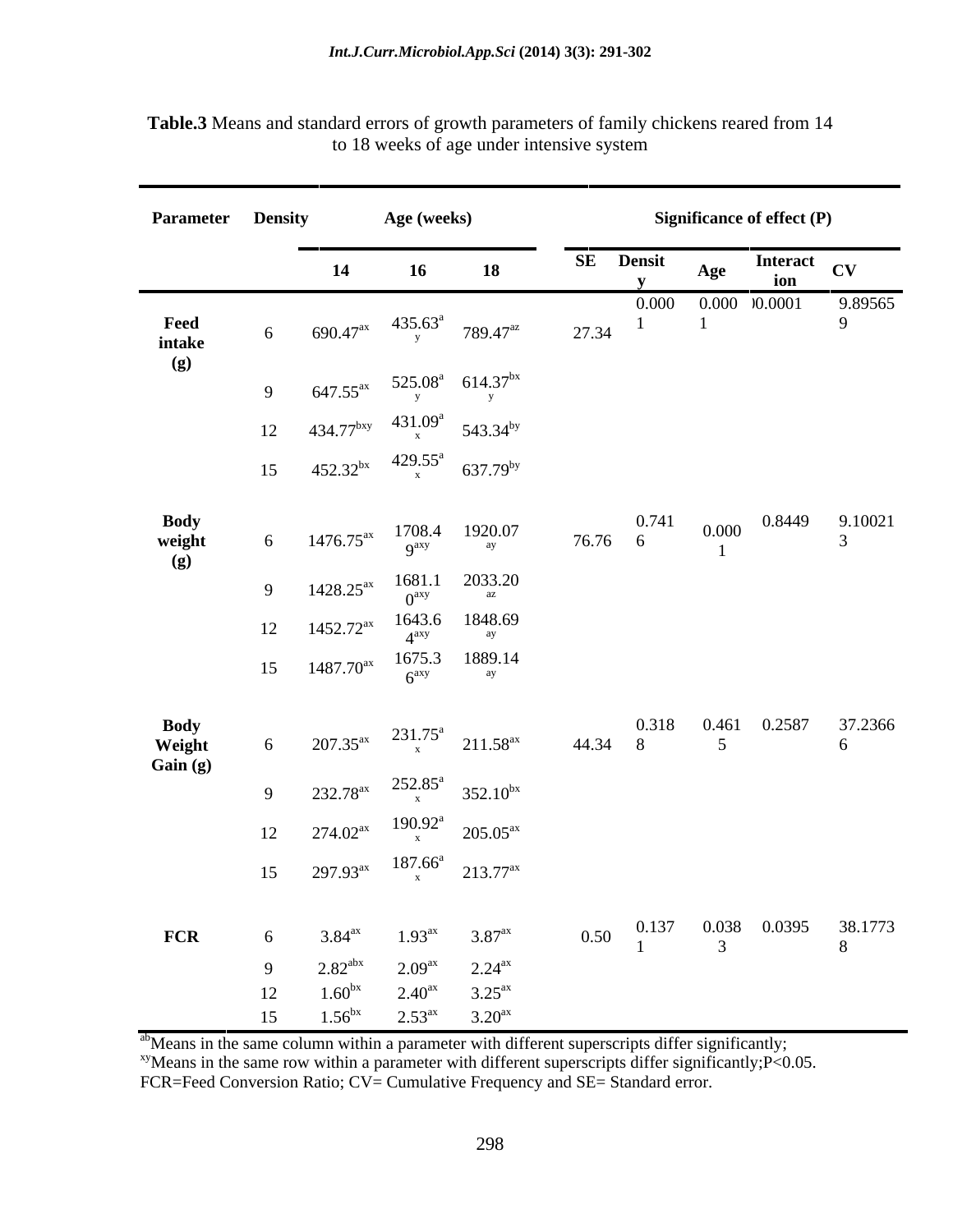**Table.3** Means and standard errors of growth parameters of family chickens reared from 14 to 18 weeks of age under intensive system

| Parameter | Density | Age (weeks) | | | Significance of effect (P) | | | | |
|---|---|---|---|---|---|---|---|---|---|
| | | 14 | 16 | 18 | SE | Density | Age | Interaction | CV |
| Feed intake (g) | 6 | 690.47$^{ax}$ | 435.63$^{ay}$ | 789.47$^{az}$ | 27.34 | 0.0001 | 0.0001 | 0.0001 | 9.895659 |
| | 9 | 647.55$^{ax}$ | 525.08$^{ay}$ | 614.37$^{bxy}$ | | | | | |
| | 12 | 434.77$^{bxy}$ | 431.09$^{ax}$ | 543.34$^{by}$ | | | | | |
| | 15 | 452.32$^{bx}$ | 429.55$^{ax}$ | 637.79$^{by}$ | | | | | |
| Body weight (g) | 6 | 1476.75$^{ax}$ | 1708.49$^{axy}$ | 1920.07$^{ay}$ | 76.76 | 0.7416 | 0.0001 | 0.8449 | 9.100213 |
| | 9 | 1428.25$^{ax}$ | 1681.10$^{axy}$ | 2033.20$^{az}$ | | | | | |
| | 12 | 1452.72$^{ax}$ | 1643.64$^{axy}$ | 1848.69$^{ay}$ | | | | | |
| | 15 | 1487.70$^{ax}$ | 1675.36$^{axy}$ | 1889.14$^{ay}$ | | | | | |
| Body Weight Gain (g) | 6 | 207.35$^{ax}$ | 231.75$^{ax}$ | 211.58$^{ax}$ | 44.34 | 0.3188 | 0.4615 | 0.2587 | 37.23666 |
| | 9 | 232.78$^{ax}$ | 252.85$^{ax}$ | 352.10$^{bx}$ | | | | | |
| | 12 | 274.02$^{ax}$ | 190.92$^{ax}$ | 205.05$^{ax}$ | | | | | |
| | 15 | 297.93$^{ax}$ | 187.66$^{ax}$ | 213.77$^{ax}$ | | | | | |
| FCR | 6 | 3.84$^{ax}$ | 1.93$^{ax}$ | 3.87$^{ax}$ | 0.50 | 0.1371 | 0.0383 | 0.0395 | 38.17738 |
| | 9 | 2.82$^{abx}$ | 2.09$^{ax}$ | 2.24$^{ax}$ | | | | | |
| | 12 | 1.60$^{bx}$ | 2.40$^{ax}$ | 3.25$^{ax}$ | | | | | |
| | 15 | 1.56$^{bx}$ | 2.53$^{ax}$ | 3.20$^{ax}$ | | | | | |

$^{ab}$Means in the same column within a parameter with different superscripts differ significantly;
$^{xy}$Means in the same row within a parameter with different superscripts differ significantly; $P<0.05$.
FCR=Feed Conversion Ratio; CV= Cumulative Frequency and SE= Standard error.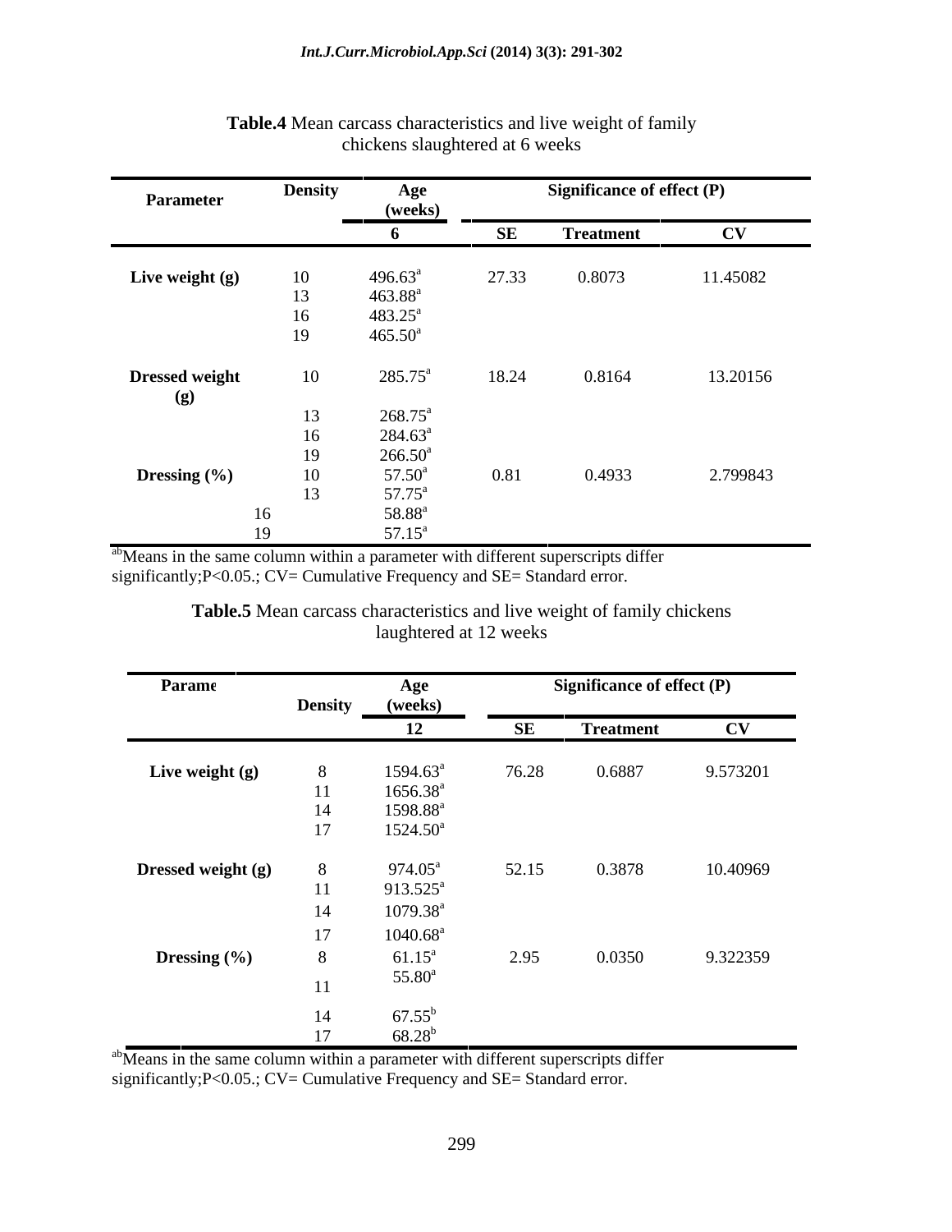**Table.4** Mean carcass characteristics and live weight of family chickens slaughtered at 6 weeks

| Parameter | Density | Age (weeks) | Significance of effect (P) | | |
|---|---|---|---|---|---|
| | | 6 | SE | Treatment | CV |
| Live weight (g) | 10 | 496.63[a] | 27.33 | 0.8073 | 11.45082 |
| | 13 | 463.88[a] | | | |
| | 16 | 483.25[a] | | | |
| | 19 | 465.50[a] | | | |
| Dressed weight (g) | 10 | 285.75[a] | 18.24 | 0.8164 | 13.20156 |
| | 13 | 268.75[a] | | | |
| | 16 | 284.63[a] | | | |
| | 19 | 266.50[a] | | | |
| Dressing (%) | 10 | 57.50[a] | 0.81 | 0.4933 | 2.799843 |
| | 13 | 57.75[a] | | | |
| | 16 | 58.88[a] | | | |
| | 19 | 57.15[a] | | | |

[ab]Means in the same column within a parameter with different superscripts differ significantly;P<0.05.; CV= Cumulative Frequency and SE= Standard error.

**Table.5** Mean carcass characteristics and live weight of family chickens laughtered at 12 weeks

| Parame | Density | Age (weeks) | Significance of effect (P) | | |
|---|---|---|---|---|---|
| | | 12 | SE | Treatment | CV |
| Live weight (g) | 8 | 1594.63[a] | 76.28 | 0.6887 | 9.573201 |
| | 11 | 1656.38[a] | | | |
| | 14 | 1598.88[a] | | | |
| | 17 | 1524.50[a] | | | |
| Dressed weight (g) | 8 | 974.05[a] | 52.15 | 0.3878 | 10.40969 |
| | 11 | 913.525[a] | | | |
| | 14 | 1079.38[a] | | | |
| | 17 | 1040.68[a] | | | |
| Dressing (%) | 8 | 61.15[a] | 2.95 | 0.0350 | 9.322359 |
| | 11 | 55.80[a] | | | |
| | 14 | 67.55[b] | | | |
| | 17 | 68.28[b] | | | |

[ab]Means in the same column within a parameter with different superscripts differ significantly;P<0.05.; CV= Cumulative Frequency and SE= Standard error.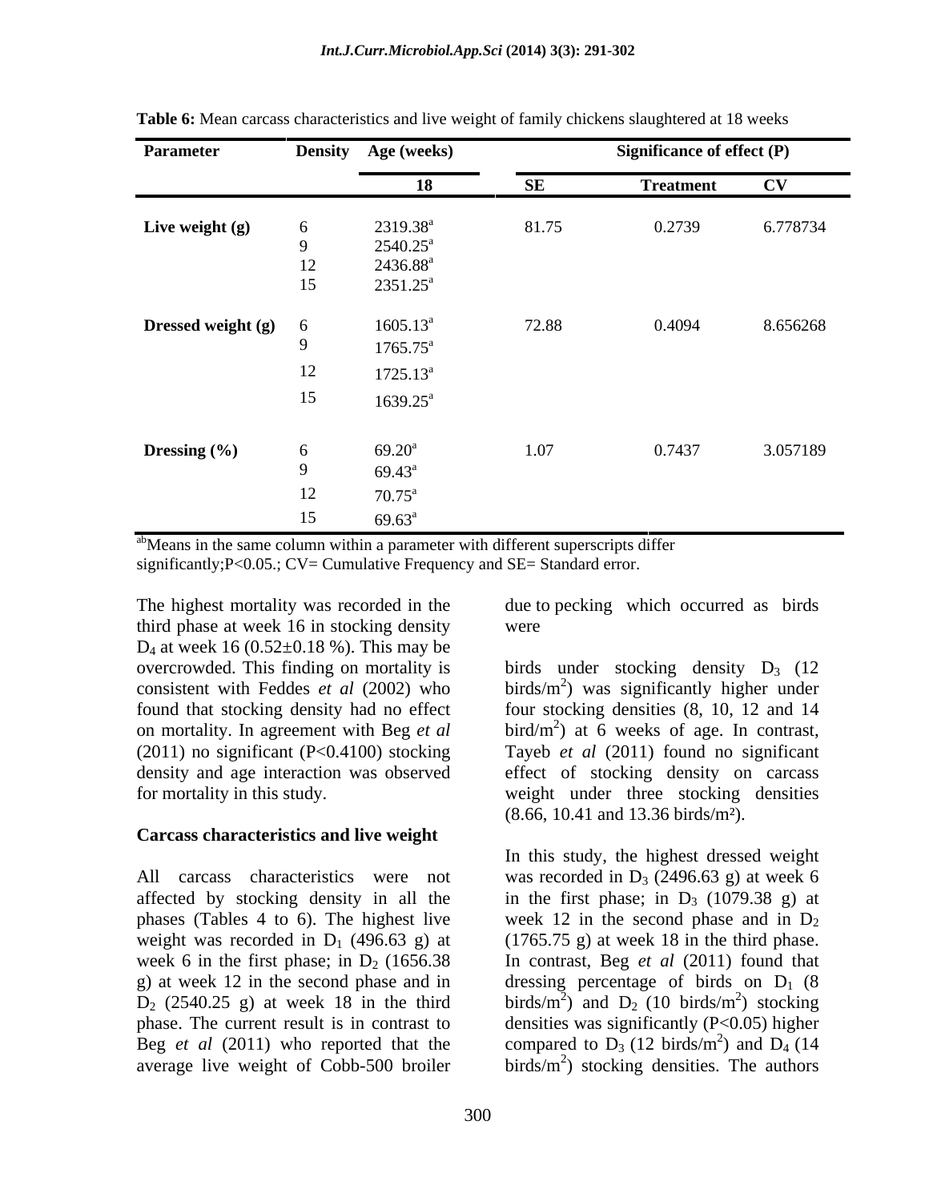**Table 6:** Mean carcass characteristics and live weight of family chickens slaughtered at 18 weeks

| Parameter | Density | Age (weeks) | Significance of effect (P) | | |
|---|---|---|---|---|---|
| | | 18 | SE | Treatment | CV |
| **Live weight (g)** | 6 | 2319.38[a] | 81.75 | 0.2739 | 6.778734 |
| | 9 | 2540.25[a] | | | |
| | 12 | 2436.88[a] | | | |
| | 15 | 2351.25[a] | | | |
| **Dressed weight (g)** | 6 | 1605.13[a] | 72.88 | 0.4094 | 8.656268 |
| | 9 | 1765.75[a] | | | |
| | 12 | 1725.13[a] | | | |
| | 15 | 1639.25[a] | | | |
| **Dressing (%)** | 6 | 69.20[a] | 1.07 | 0.7437 | 3.057189 |
| | 9 | 69.43[a] | | | |
| | 12 | 70.75[a] | | | |
| | 15 | 69.63[a] | | | |

[ab]Means in the same column within a parameter with different superscripts differ significantly;P<0.05.; CV= Cumulative Frequency and SE= Standard error.

The highest mortality was recorded in the third phase at week 16 in stocking density $D_4$ at week 16 (0.52±0.18 %). This may be due to pecking which occurred as birds were overcrowded. This finding on mortality is consistent with Feddes *et al* (2002) who found that stocking density had no effect on mortality. In agreement with Beg *et al* (2011) no significant (P<0.4100) stocking density and age interaction was observed for mortality in this study.

### Carcass characteristics and live weight

All carcass characteristics were not affected by stocking density in all the phases (Tables 4 to 6). The highest live weight was recorded in $D_1$ (496.63 g) at week 6 in the first phase; in $D_2$ (1656.38 g) at week 12 in the second phase and in $D_2$ (2540.25 g) at week 18 in the third phase. The current result is in contrast to Beg *et al* (2011) who reported that the average live weight of Cobb-500 broiler birds under stocking density $D_3$ (12 birds/m$^2$) was significantly higher under four stocking densities (8, 10, 12 and 14 bird/m$^2$) at 6 weeks of age. In contrast, Tayeb *et al* (2011) found no significant effect of stocking density on carcass weight under three stocking densities (8.66, 10.41 and 13.36 birds/m²).

In this study, the highest dressed weight was recorded in $D_3$ (2496.63 g) at week 6 in the first phase; in $D_3$ (1079.38 g) at week 12 in the second phase and in $D_2$ (1765.75 g) at week 18 in the third phase. In contrast, Beg *et al* (2011) found that dressing percentage of birds on $D_1$ (8 birds/m$^2$) and $D_2$ (10 birds/m$^2$) stocking densities was significantly (P<0.05) higher compared to $D_3$ (12 birds/m$^2$) and $D_4$ (14 birds/m$^2$) stocking densities. The authors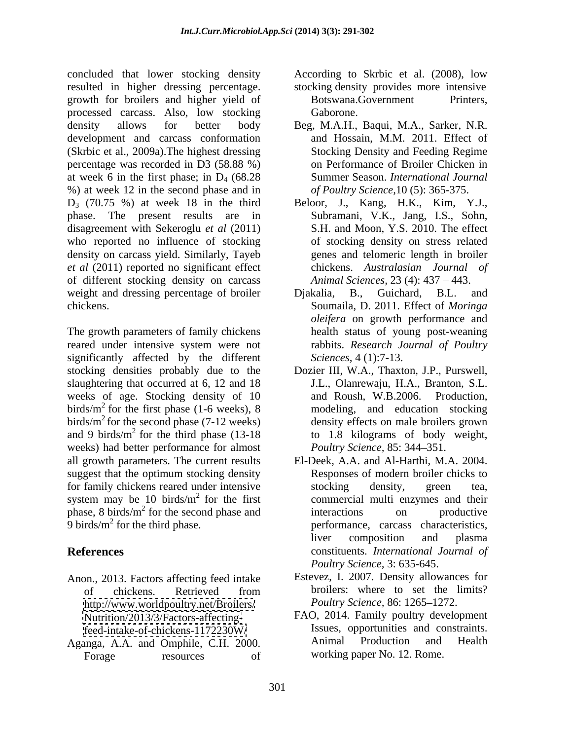concluded that lower stocking density resulted in higher dressing percentage. According to Skrbic et al. (2008), low stocking density provides more intensive growth for broilers and higher yield of processed carcass. Also, low stocking density allows for better body development and carcass conformation (Skrbic et al., 2009a).The highest dressing percentage was recorded in D3 (58.88 %) at week 6 in the first phase; in $D_4$ (68.28 %) at week 12 in the second phase and in $D_3$ (70.75 %) at week 18 in the third phase. The present results are in disagreement with Sekeroglu *et al* (2011) who reported no influence of stocking density on carcass yield. Similarly, Tayeb *et al* (2011) reported no significant effect of different stocking density on carcass weight and dressing percentage of broiler chickens.

The growth parameters of family chickens reared under intensive system were not significantly affected by the different stocking densities probably due to the slaughtering that occurred at 6, 12 and 18 weeks of age. Stocking density of 10 birds/m$^2$ for the first phase (1-6 weeks), 8 birds/m$^2$ for the second phase (7-12 weeks) and 9 birds/m$^2$ for the third phase (13-18 weeks) had better performance for almost all growth parameters. The current results suggest that the optimum stocking density for family chickens reared under intensive system may be 10 birds/m$^2$ for the first phase, 8 birds/m$^2$ for the second phase and 9 birds/m$^2$ for the third phase.

## References

Anon., 2013. Factors affecting feed intake of chickens. Retrieved from http://www.worldpoultry.net/Broilers/Nutrition/2013/3/Factors-affecting-feed-intake-of-chickens-1172230W/

Aganga, A.A. and Omphile, C.H. 2000. Forage resources of Botswana.Government Printers, Gaborone.

Beg, M.A.H., Baqui, M.A., Sarker, N.R. and Hossain, M.M. 2011. Effect of Stocking Density and Feeding Regime on Performance of Broiler Chicken in Summer Season. *International Journal of Poultry Science*,10 (5): 365-375.

Beloor, J., Kang, H.K., Kim, Y.J., Subramani, V.K., Jang, I.S., Sohn, S.H. and Moon, Y.S. 2010. The effect of stocking density on stress related genes and telomeric length in broiler chickens. *Australasian Journal of Animal Sciences*, 23 (4): 437 – 443.

Djakalia, B., Guichard, B.L. and Soumaila, D. 2011. Effect of *Moringa oleifera* on growth performance and health status of young post-weaning rabbits. *Research Journal of Poultry Sciences*, 4 (1):7-13.

Dozier III, W.A., Thaxton, J.P., Purswell, J.L., Olanrewaju, H.A., Branton, S.L. and Roush, W.B.2006. Production, modeling, and education stocking density effects on male broilers grown to 1.8 kilograms of body weight, *Poultry Science*, 85: 344–351.

El-Deek, A.A. and Al-Harthi, M.A. 2004. Responses of modern broiler chicks to stocking density, green tea, commercial multi enzymes and their interactions on productive performance, carcass characteristics, liver composition and plasma constituents. *International Journal of Poultry Science*, 3: 635-645.

Estevez, I. 2007. Density allowances for broilers: where to set the limits? *Poultry Science*, 86: 1265–1272.

FAO, 2014. Family poultry development Issues, opportunities and constraints. Animal Production and Health working paper No. 12. Rome.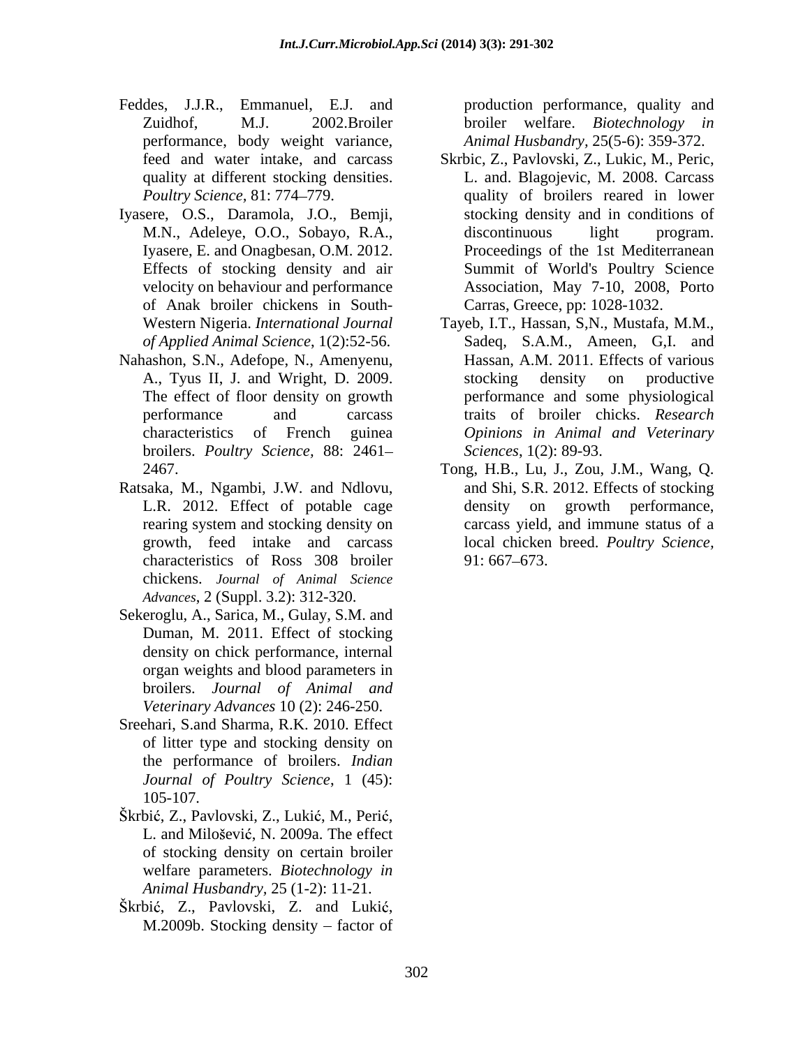Feddes, J.J.R., Emmanuel, E.J. and Zuidhof, M.J. 2002.Broiler performance, body weight variance, feed and water intake, and carcass quality at different stocking densities. *Poultry Science,* 81: 774–779.

Iyasere, O.S., Daramola, J.O., Bemji, M.N., Adeleye, O.O., Sobayo, R.A., Iyasere, E. and Onagbesan, O.M. 2012. Effects of stocking density and air velocity on behaviour and performance of Anak broiler chickens in South-Western Nigeria. *International Journal of Applied Animal Science*, 1(2):52-56.

Nahashon, S.N., Adefope, N., Amenyenu, A., Tyus II, J. and Wright, D. 2009. The effect of floor density on growth performance and carcass characteristics of French guinea broilers. *Poultry Science*, 88: 2461–2467.

Ratsaka, M., Ngambi, J.W. and Ndlovu, L.R. 2012. Effect of potable cage rearing system and stocking density on growth, feed intake and carcass characteristics of Ross 308 broiler chickens. *Journal of Animal Science Advances*, 2 (Suppl. 3.2): 312-320.

Sekeroglu, A., Sarica, M., Gulay, S.M. and Duman, M. 2011. Effect of stocking density on chick performance, internal organ weights and blood parameters in broilers. *Journal of Animal and Veterinary Advances* 10 (2): 246-250.

Sreehari, S.and Sharma, R.K. 2010. Effect of litter type and stocking density on the performance of broilers. *Indian Journal of Poultry Science*, 1 (45): 105-107.

Škrbić, Z., Pavlovski, Z., Lukić, M., Perić, L. and Milošević, N. 2009a. The effect of stocking density on certain broiler welfare parameters. *Biotechnology in Animal Husbandry*, 25 (1-2): 11-21.

Škrbić, Z., Pavlovski, Z. and Lukić, M.2009b. Stocking density – factor of production performance, quality and broiler welfare. *Biotechnology in Animal Husbandry*, 25(5-6): 359-372.

Skrbic, Z., Pavlovski, Z., Lukic, M., Peric, L. and. Blagojevic, M. 2008. Carcass quality of broilers reared in lower stocking density and in conditions of discontinuous light program. Proceedings of the 1st Mediterranean Summit of World's Poultry Science Association, May 7-10, 2008, Porto Carras, Greece, pp: 1028-1032.

Tayeb, I.T., Hassan, S,N., Mustafa, M.M., Sadeq, S.A.M., Ameen, G,I. and Hassan, A.M. 2011. Effects of various stocking density on productive performance and some physiological traits of broiler chicks. *Research Opinions in Animal and Veterinary Sciences*, 1(2): 89-93.

Tong, H.B., Lu, J., Zou, J.M., Wang, Q. and Shi, S.R. 2012. Effects of stocking density on growth performance, carcass yield, and immune status of a local chicken breed. *Poultry Science,* 91: 667–673.